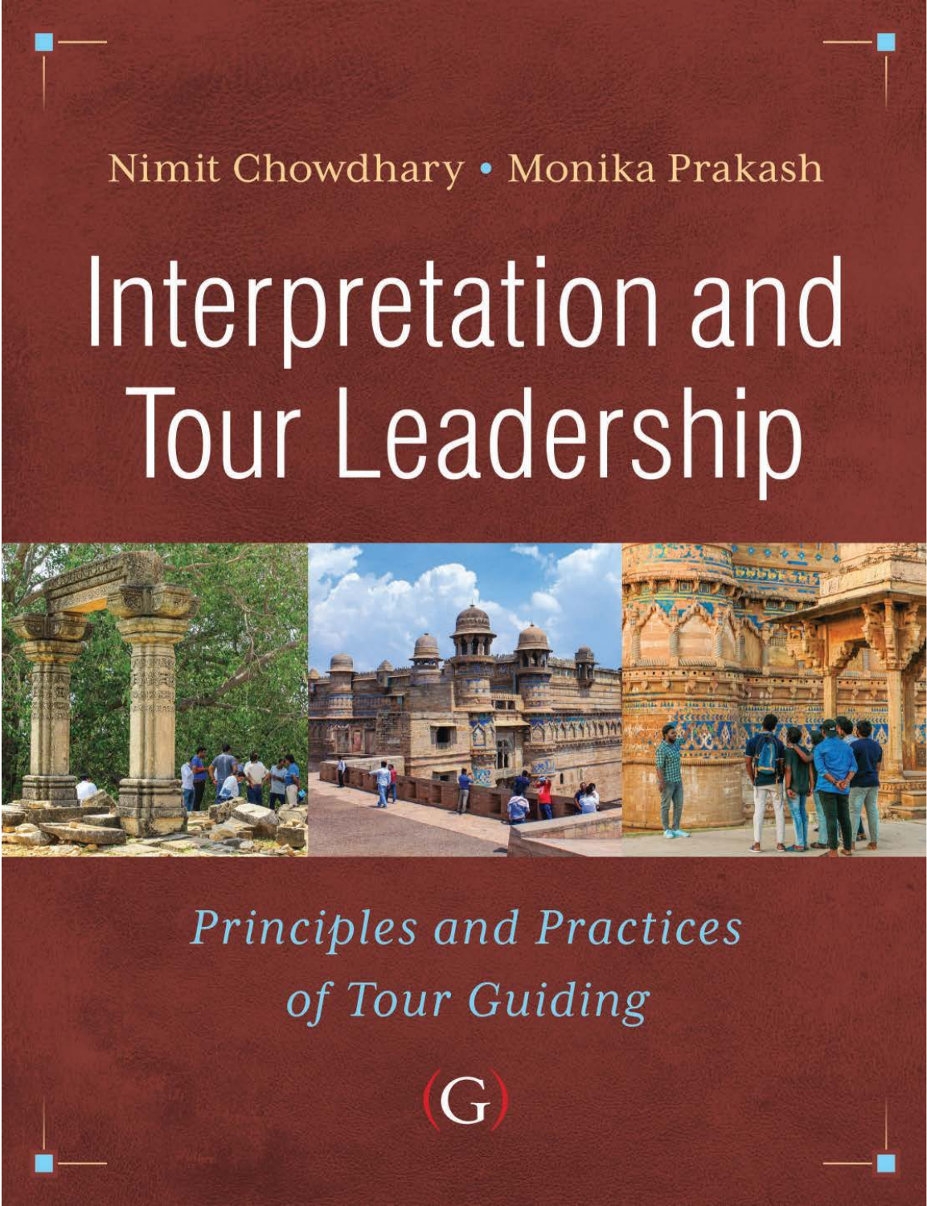Nimit Chowdhary • Monika Prakash

# Interpretation and Tour Leadership

*Principles and Practices of Tour Guiding*

(G)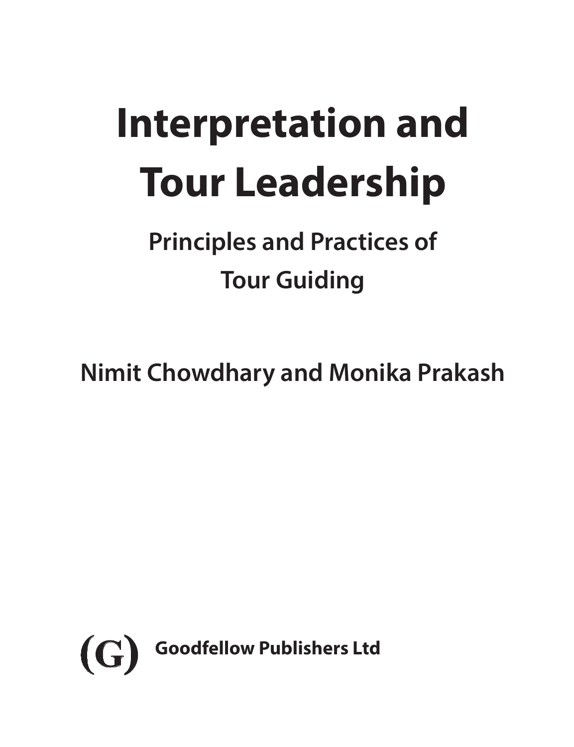# Interpretation and Tour Leadership

## Principles and Practices of Tour Guiding

**Nimit Chowdhary and Monika Prakash**

(G) **Goodfellow Publishers Ltd**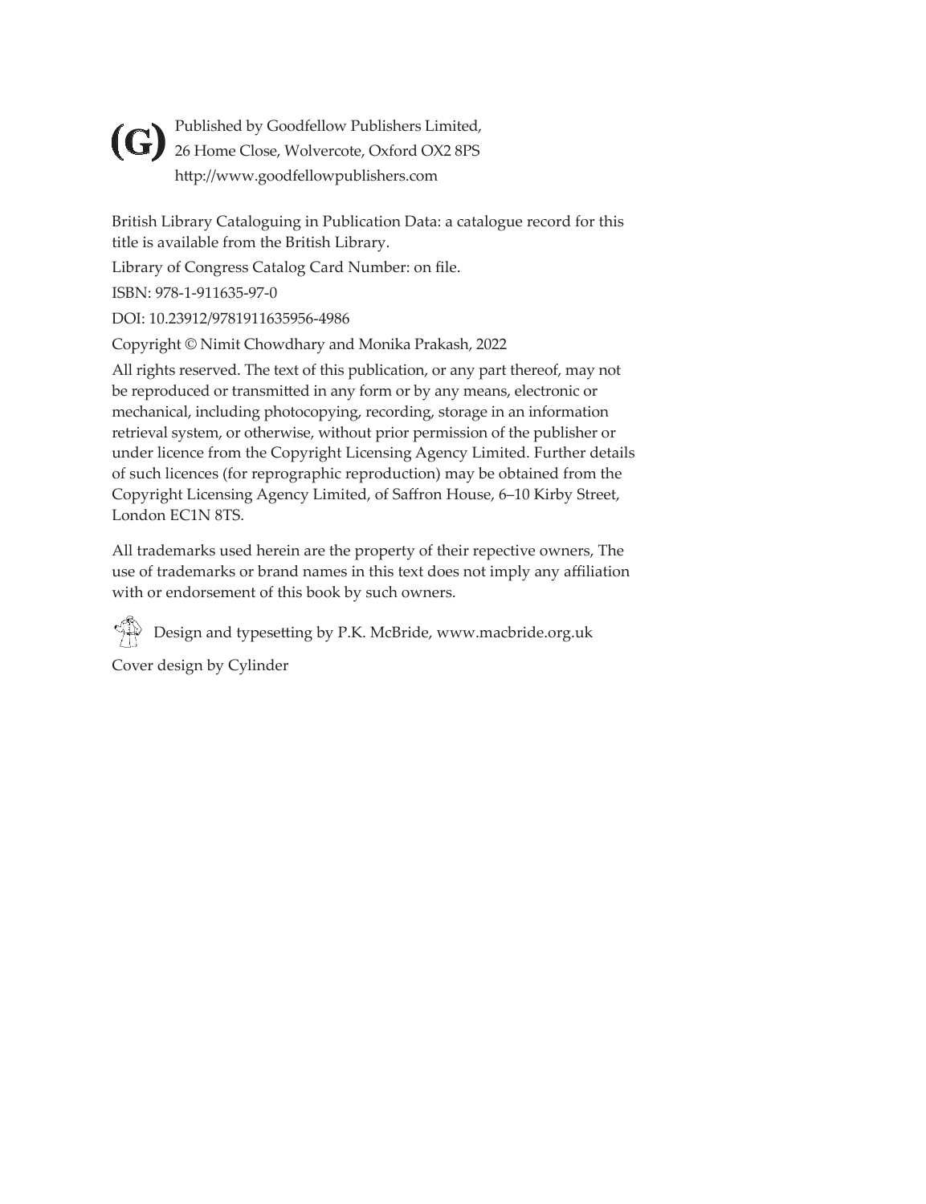Published by Goodfellow Publishers Limited,
26 Home Close, Wolvercote, Oxford OX2 8PS
http://www.goodfellowpublishers.com

British Library Cataloguing in Publication Data: a catalogue record for this title is available from the British Library.

Library of Congress Catalog Card Number: on file.

ISBN: 978-1-911635-97-0

DOI: 10.23912/9781911635956-4986

Copyright © Nimit Chowdhary and Monika Prakash, 2022

All rights reserved. The text of this publication, or any part thereof, may not be reproduced or transmitted in any form or by any means, electronic or mechanical, including photocopying, recording, storage in an information retrieval system, or otherwise, without prior permission of the publisher or under licence from the Copyright Licensing Agency Limited. Further details of such licences (for reprographic reproduction) may be obtained from the Copyright Licensing Agency Limited, of Saffron House, 6–10 Kirby Street, London EC1N 8TS.

All trademarks used herein are the property of their repective owners, The use of trademarks or brand names in this text does not imply any affiliation with or endorsement of this book by such owners.

Design and typesetting by P.K. McBride, www.macbride.org.uk

Cover design by Cylinder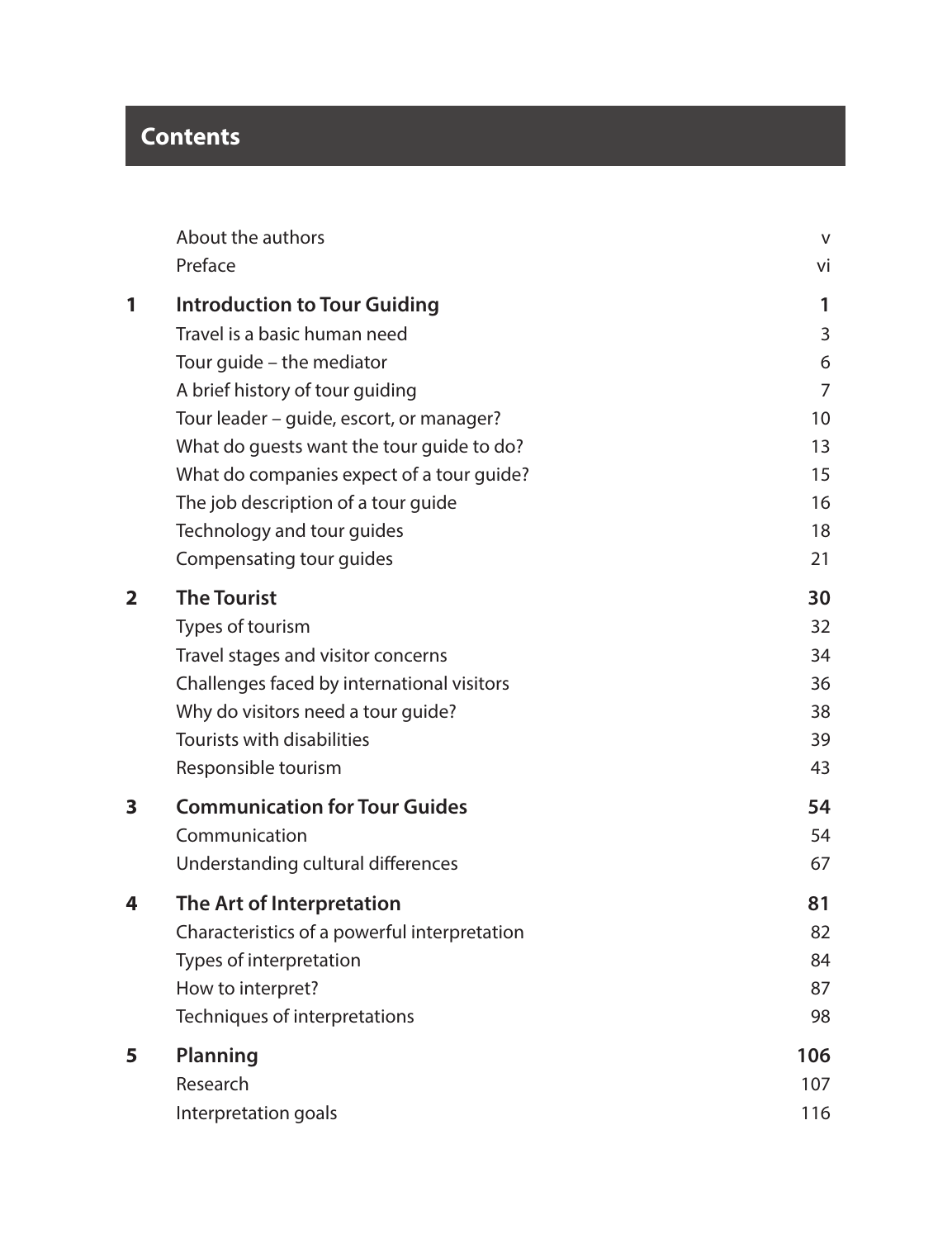# Contents

| | | |
|---|---|---|
| | About the authors | v |
| | Preface | vi |
| **1** | **Introduction to Tour Guiding** | **1** |
| | Travel is a basic human need | 3 |
| | Tour guide – the mediator | 6 |
| | A brief history of tour guiding | 7 |
| | Tour leader – guide, escort, or manager? | 10 |
| | What do guests want the tour guide to do? | 13 |
| | What do companies expect of a tour guide? | 15 |
| | The job description of a tour guide | 16 |
| | Technology and tour guides | 18 |
| | Compensating tour guides | 21 |
| **2** | **The Tourist** | **30** |
| | Types of tourism | 32 |
| | Travel stages and visitor concerns | 34 |
| | Challenges faced by international visitors | 36 |
| | Why do visitors need a tour guide? | 38 |
| | Tourists with disabilities | 39 |
| | Responsible tourism | 43 |
| **3** | **Communication for Tour Guides** | **54** |
| | Communication | 54 |
| | Understanding cultural differences | 67 |
| **4** | **The Art of Interpretation** | **81** |
| | Characteristics of a powerful interpretation | 82 |
| | Types of interpretation | 84 |
| | How to interpret? | 87 |
| | Techniques of interpretations | 98 |
| **5** | **Planning** | **106** |
| | Research | 107 |
| | Interpretation goals | 116 |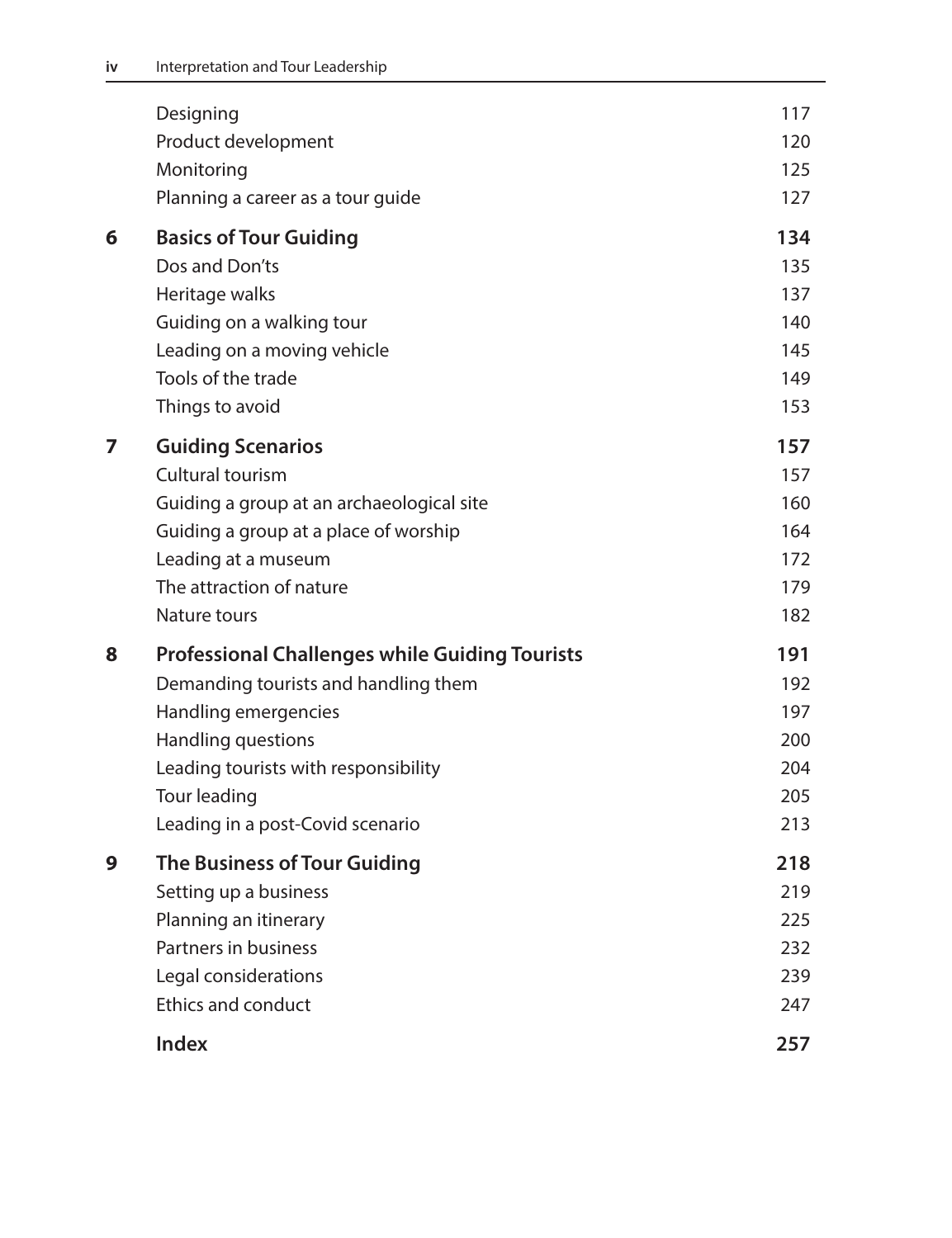| | | |
|---|---|---|
| | Designing | 117 |
| | Product development | 120 |
| | Monitoring | 125 |
| | Planning a career as a tour guide | 127 |
| **6** | **Basics of Tour Guiding** | **134** |
| | Dos and Don'ts | 135 |
| | Heritage walks | 137 |
| | Guiding on a walking tour | 140 |
| | Leading on a moving vehicle | 145 |
| | Tools of the trade | 149 |
| | Things to avoid | 153 |
| **7** | **Guiding Scenarios** | **157** |
| | Cultural tourism | 157 |
| | Guiding a group at an archaeological site | 160 |
| | Guiding a group at a place of worship | 164 |
| | Leading at a museum | 172 |
| | The attraction of nature | 179 |
| | Nature tours | 182 |
| **8** | **Professional Challenges while Guiding Tourists** | **191** |
| | Demanding tourists and handling them | 192 |
| | Handling emergencies | 197 |
| | Handling questions | 200 |
| | Leading tourists with responsibility | 204 |
| | Tour leading | 205 |
| | Leading in a post-Covid scenario | 213 |
| **9** | **The Business of Tour Guiding** | **218** |
| | Setting up a business | 219 |
| | Planning an itinerary | 225 |
| | Partners in business | 232 |
| | Legal considerations | 239 |
| | Ethics and conduct | 247 |
| | **Index** | **257** |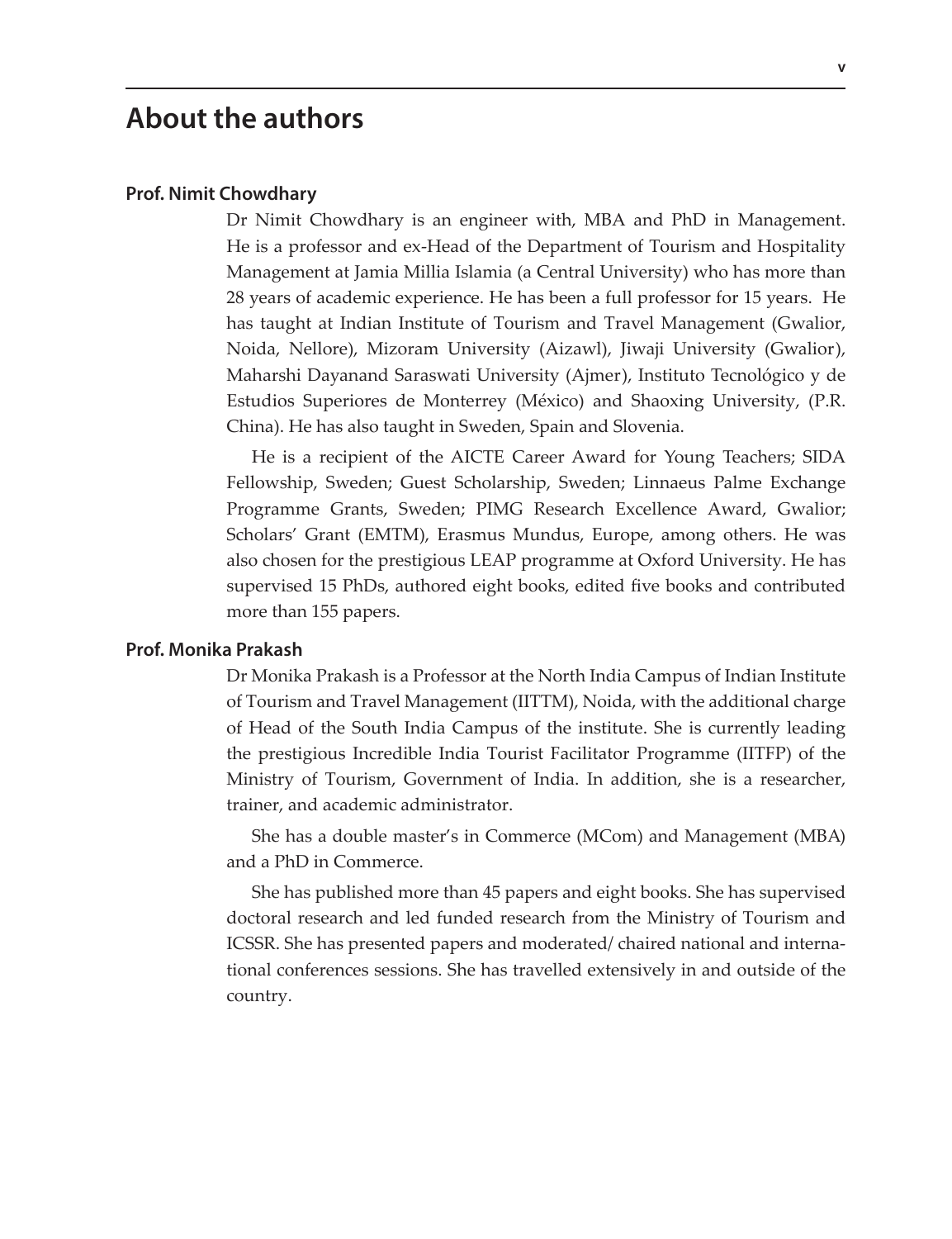## About the authors

### Prof. Nimit Chowdhary

Dr Nimit Chowdhary is an engineer with, MBA and PhD in Management. He is a professor and ex-Head of the Department of Tourism and Hospitality Management at Jamia Millia Islamia (a Central University) who has more than 28 years of academic experience. He has been a full professor for 15 years. He has taught at Indian Institute of Tourism and Travel Management (Gwalior, Noida, Nellore), Mizoram University (Aizawl), Jiwaji University (Gwalior), Maharshi Dayanand Saraswati University (Ajmer), Instituto Tecnológico y de Estudios Superiores de Monterrey (México) and Shaoxing University, (P.R. China). He has also taught in Sweden, Spain and Slovenia.

He is a recipient of the AICTE Career Award for Young Teachers; SIDA Fellowship, Sweden; Guest Scholarship, Sweden; Linnaeus Palme Exchange Programme Grants, Sweden; PIMG Research Excellence Award, Gwalior; Scholars' Grant (EMTM), Erasmus Mundus, Europe, among others. He was also chosen for the prestigious LEAP programme at Oxford University. He has supervised 15 PhDs, authored eight books, edited five books and contributed more than 155 papers.

### Prof. Monika Prakash

Dr Monika Prakash is a Professor at the North India Campus of Indian Institute of Tourism and Travel Management (IITTM), Noida, with the additional charge of Head of the South India Campus of the institute. She is currently leading the prestigious Incredible India Tourist Facilitator Programme (IITFP) of the Ministry of Tourism, Government of India. In addition, she is a researcher, trainer, and academic administrator.

She has a double master's in Commerce (MCom) and Management (MBA) and a PhD in Commerce.

She has published more than 45 papers and eight books. She has supervised doctoral research and led funded research from the Ministry of Tourism and ICSSR. She has presented papers and moderated/ chaired national and international conferences sessions. She has travelled extensively in and outside of the country.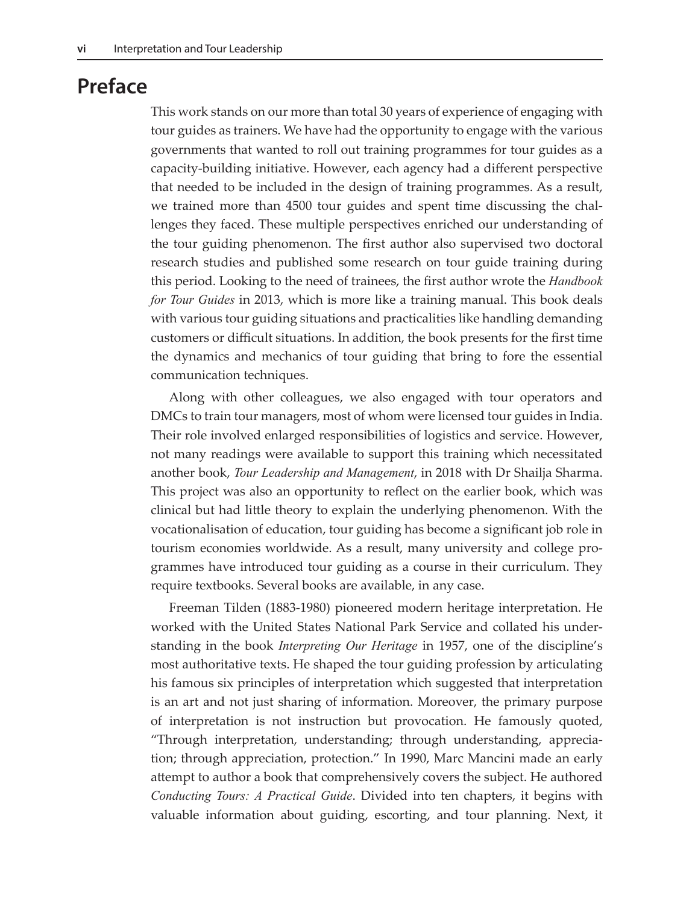# Preface

This work stands on our more than total 30 years of experience of engaging with tour guides as trainers. We have had the opportunity to engage with the various governments that wanted to roll out training programmes for tour guides as a capacity-building initiative. However, each agency had a different perspective that needed to be included in the design of training programmes. As a result, we trained more than 4500 tour guides and spent time discussing the challenges they faced. These multiple perspectives enriched our understanding of the tour guiding phenomenon. The first author also supervised two doctoral research studies and published some research on tour guide training during this period. Looking to the need of trainees, the first author wrote the *Handbook for Tour Guides* in 2013, which is more like a training manual. This book deals with various tour guiding situations and practicalities like handling demanding customers or difficult situations. In addition, the book presents for the first time the dynamics and mechanics of tour guiding that bring to fore the essential communication techniques.

Along with other colleagues, we also engaged with tour operators and DMCs to train tour managers, most of whom were licensed tour guides in India. Their role involved enlarged responsibilities of logistics and service. However, not many readings were available to support this training which necessitated another book, *Tour Leadership and Management*, in 2018 with Dr Shailja Sharma. This project was also an opportunity to reflect on the earlier book, which was clinical but had little theory to explain the underlying phenomenon. With the vocationalisation of education, tour guiding has become a significant job role in tourism economies worldwide. As a result, many university and college programmes have introduced tour guiding as a course in their curriculum. They require textbooks. Several books are available, in any case.

Freeman Tilden (1883-1980) pioneered modern heritage interpretation. He worked with the United States National Park Service and collated his understanding in the book *Interpreting Our Heritage* in 1957, one of the discipline's most authoritative texts. He shaped the tour guiding profession by articulating his famous six principles of interpretation which suggested that interpretation is an art and not just sharing of information. Moreover, the primary purpose of interpretation is not instruction but provocation. He famously quoted, "Through interpretation, understanding; through understanding, appreciation; through appreciation, protection." In 1990, Marc Mancini made an early attempt to author a book that comprehensively covers the subject. He authored *Conducting Tours: A Practical Guide*. Divided into ten chapters, it begins with valuable information about guiding, escorting, and tour planning. Next, it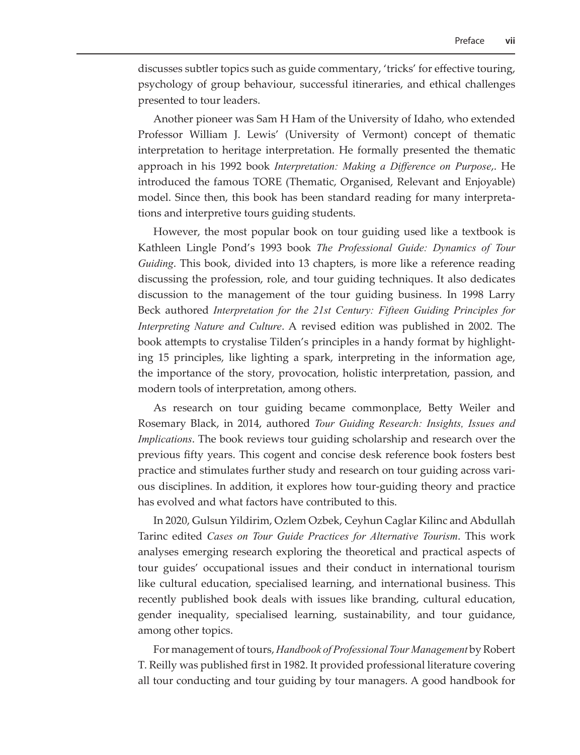discusses subtler topics such as guide commentary, 'tricks' for effective touring, psychology of group behaviour, successful itineraries, and ethical challenges presented to tour leaders.

Another pioneer was Sam H Ham of the University of Idaho, who extended Professor William J. Lewis' (University of Vermont) concept of thematic interpretation to heritage interpretation. He formally presented the thematic approach in his 1992 book *Interpretation: Making a Difference on Purpose*,. He introduced the famous TORE (Thematic, Organised, Relevant and Enjoyable) model. Since then, this book has been standard reading for many interpretations and interpretive tours guiding students.

However, the most popular book on tour guiding used like a textbook is Kathleen Lingle Pond's 1993 book *The Professional Guide: Dynamics of Tour Guiding*. This book, divided into 13 chapters, is more like a reference reading discussing the profession, role, and tour guiding techniques. It also dedicates discussion to the management of the tour guiding business. In 1998 Larry Beck authored *Interpretation for the 21st Century: Fifteen Guiding Principles for Interpreting Nature and Culture*. A revised edition was published in 2002. The book attempts to crystalise Tilden's principles in a handy format by highlighting 15 principles, like lighting a spark, interpreting in the information age, the importance of the story, provocation, holistic interpretation, passion, and modern tools of interpretation, among others.

As research on tour guiding became commonplace, Betty Weiler and Rosemary Black, in 2014, authored *Tour Guiding Research: Insights, Issues and Implications*. The book reviews tour guiding scholarship and research over the previous fifty years. This cogent and concise desk reference book fosters best practice and stimulates further study and research on tour guiding across various disciplines. In addition, it explores how tour-guiding theory and practice has evolved and what factors have contributed to this.

In 2020, Gulsun Yildirim, Ozlem Ozbek, Ceyhun Caglar Kilinc and Abdullah Tarinc edited *Cases on Tour Guide Practices for Alternative Tourism*. This work analyses emerging research exploring the theoretical and practical aspects of tour guides' occupational issues and their conduct in international tourism like cultural education, specialised learning, and international business. This recently published book deals with issues like branding, cultural education, gender inequality, specialised learning, sustainability, and tour guidance, among other topics.

For management of tours, *Handbook of Professional Tour Management* by Robert T. Reilly was published first in 1982. It provided professional literature covering all tour conducting and tour guiding by tour managers. A good handbook for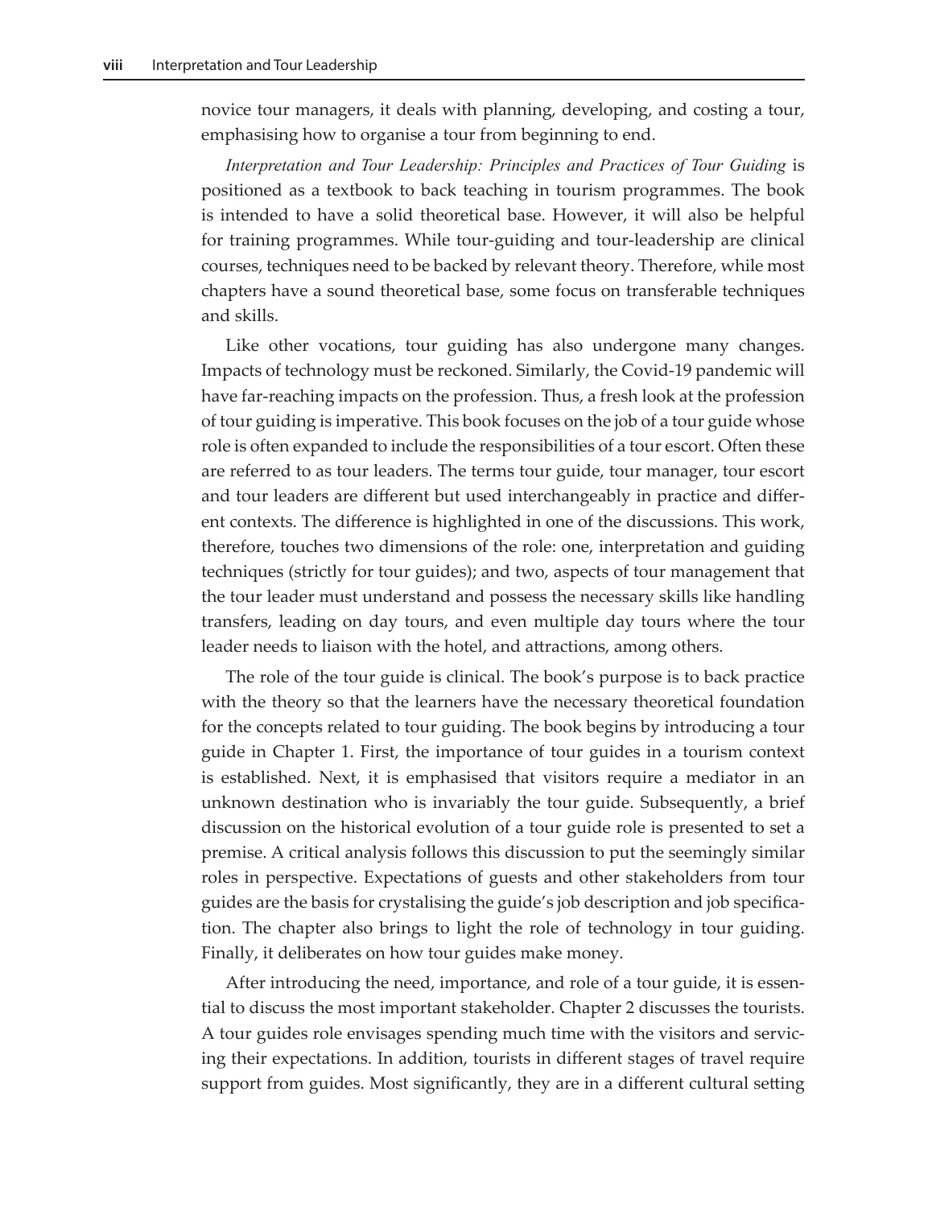novice tour managers, it deals with planning, developing, and costing a tour, emphasising how to organise a tour from beginning to end.

*Interpretation and Tour Leadership: Principles and Practices of Tour Guiding* is positioned as a textbook to back teaching in tourism programmes. The book is intended to have a solid theoretical base. However, it will also be helpful for training programmes. While tour-guiding and tour-leadership are clinical courses, techniques need to be backed by relevant theory. Therefore, while most chapters have a sound theoretical base, some focus on transferable techniques and skills.

Like other vocations, tour guiding has also undergone many changes. Impacts of technology must be reckoned. Similarly, the Covid-19 pandemic will have far-reaching impacts on the profession. Thus, a fresh look at the profession of tour guiding is imperative. This book focuses on the job of a tour guide whose role is often expanded to include the responsibilities of a tour escort. Often these are referred to as tour leaders. The terms tour guide, tour manager, tour escort and tour leaders are different but used interchangeably in practice and different contexts. The difference is highlighted in one of the discussions. This work, therefore, touches two dimensions of the role: one, interpretation and guiding techniques (strictly for tour guides); and two, aspects of tour management that the tour leader must understand and possess the necessary skills like handling transfers, leading on day tours, and even multiple day tours where the tour leader needs to liaison with the hotel, and attractions, among others.

The role of the tour guide is clinical. The book's purpose is to back practice with the theory so that the learners have the necessary theoretical foundation for the concepts related to tour guiding. The book begins by introducing a tour guide in Chapter 1. First, the importance of tour guides in a tourism context is established. Next, it is emphasised that visitors require a mediator in an unknown destination who is invariably the tour guide. Subsequently, a brief discussion on the historical evolution of a tour guide role is presented to set a premise. A critical analysis follows this discussion to put the seemingly similar roles in perspective. Expectations of guests and other stakeholders from tour guides are the basis for crystalising the guide's job description and job specification. The chapter also brings to light the role of technology in tour guiding. Finally, it deliberates on how tour guides make money.

After introducing the need, importance, and role of a tour guide, it is essential to discuss the most important stakeholder. Chapter 2 discusses the tourists. A tour guides role envisages spending much time with the visitors and servicing their expectations. In addition, tourists in different stages of travel require support from guides. Most significantly, they are in a different cultural setting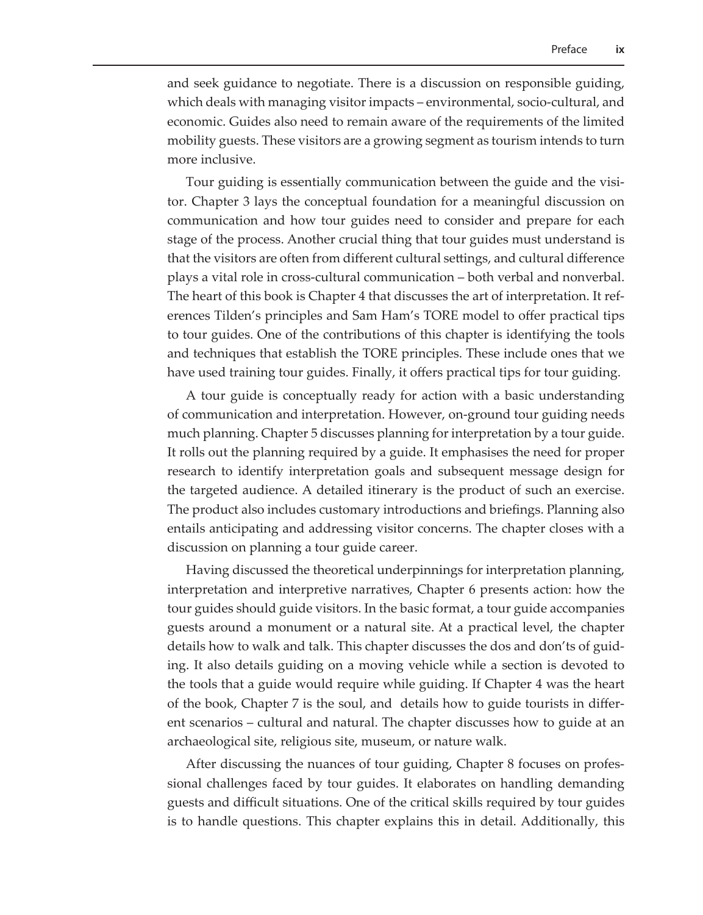and seek guidance to negotiate. There is a discussion on responsible guiding, which deals with managing visitor impacts – environmental, socio-cultural, and economic. Guides also need to remain aware of the requirements of the limited mobility guests. These visitors are a growing segment as tourism intends to turn more inclusive.

Tour guiding is essentially communication between the guide and the visitor. Chapter 3 lays the conceptual foundation for a meaningful discussion on communication and how tour guides need to consider and prepare for each stage of the process. Another crucial thing that tour guides must understand is that the visitors are often from different cultural settings, and cultural difference plays a vital role in cross-cultural communication – both verbal and nonverbal. The heart of this book is Chapter 4 that discusses the art of interpretation. It references Tilden's principles and Sam Ham's TORE model to offer practical tips to tour guides. One of the contributions of this chapter is identifying the tools and techniques that establish the TORE principles. These include ones that we have used training tour guides. Finally, it offers practical tips for tour guiding.

A tour guide is conceptually ready for action with a basic understanding of communication and interpretation. However, on-ground tour guiding needs much planning. Chapter 5 discusses planning for interpretation by a tour guide. It rolls out the planning required by a guide. It emphasises the need for proper research to identify interpretation goals and subsequent message design for the targeted audience. A detailed itinerary is the product of such an exercise. The product also includes customary introductions and briefings. Planning also entails anticipating and addressing visitor concerns. The chapter closes with a discussion on planning a tour guide career.

Having discussed the theoretical underpinnings for interpretation planning, interpretation and interpretive narratives, Chapter 6 presents action: how the tour guides should guide visitors. In the basic format, a tour guide accompanies guests around a monument or a natural site. At a practical level, the chapter details how to walk and talk. This chapter discusses the dos and don'ts of guiding. It also details guiding on a moving vehicle while a section is devoted to the tools that a guide would require while guiding. If Chapter 4 was the heart of the book, Chapter 7 is the soul, and details how to guide tourists in different scenarios – cultural and natural. The chapter discusses how to guide at an archaeological site, religious site, museum, or nature walk.

After discussing the nuances of tour guiding, Chapter 8 focuses on professional challenges faced by tour guides. It elaborates on handling demanding guests and difficult situations. One of the critical skills required by tour guides is to handle questions. This chapter explains this in detail. Additionally, this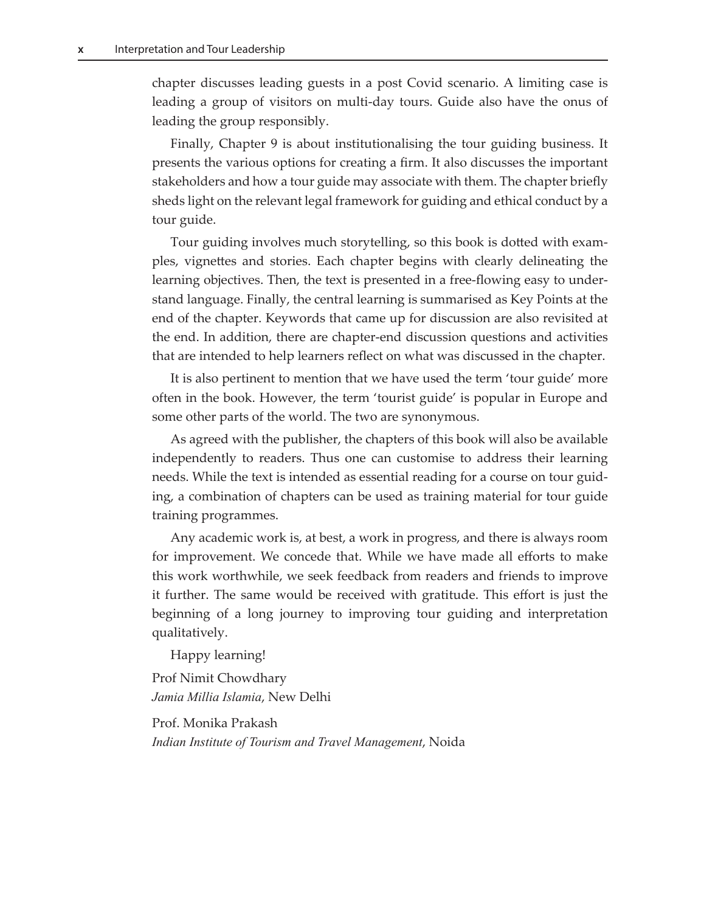chapter discusses leading guests in a post Covid scenario. A limiting case is leading a group of visitors on multi-day tours. Guide also have the onus of leading the group responsibly.

Finally, Chapter 9 is about institutionalising the tour guiding business. It presents the various options for creating a firm. It also discusses the important stakeholders and how a tour guide may associate with them. The chapter briefly sheds light on the relevant legal framework for guiding and ethical conduct by a tour guide.

Tour guiding involves much storytelling, so this book is dotted with examples, vignettes and stories. Each chapter begins with clearly delineating the learning objectives. Then, the text is presented in a free-flowing easy to understand language. Finally, the central learning is summarised as Key Points at the end of the chapter. Keywords that came up for discussion are also revisited at the end. In addition, there are chapter-end discussion questions and activities that are intended to help learners reflect on what was discussed in the chapter.

It is also pertinent to mention that we have used the term 'tour guide' more often in the book. However, the term 'tourist guide' is popular in Europe and some other parts of the world. The two are synonymous.

As agreed with the publisher, the chapters of this book will also be available independently to readers. Thus one can customise to address their learning needs. While the text is intended as essential reading for a course on tour guiding, a combination of chapters can be used as training material for tour guide training programmes.

Any academic work is, at best, a work in progress, and there is always room for improvement. We concede that. While we have made all efforts to make this work worthwhile, we seek feedback from readers and friends to improve it further. The same would be received with gratitude. This effort is just the beginning of a long journey to improving tour guiding and interpretation qualitatively.

Happy learning!

Prof Nimit Chowdhary
*Jamia Millia Islamia*, New Delhi

Prof. Monika Prakash
*Indian Institute of Tourism and Travel Management*, Noida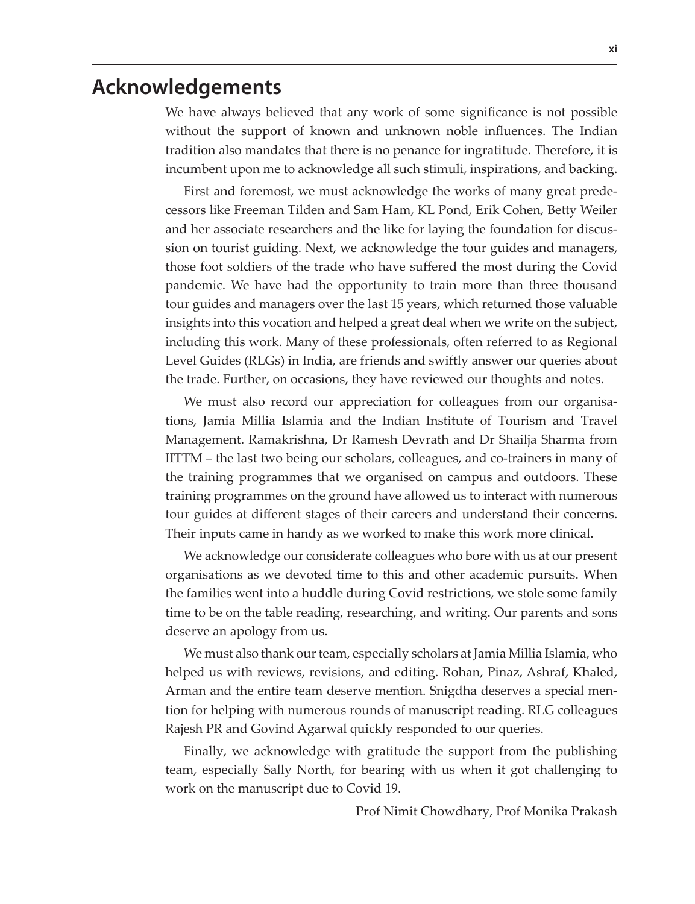# Acknowledgements

We have always believed that any work of some significance is not possible without the support of known and unknown noble influences. The Indian tradition also mandates that there is no penance for ingratitude. Therefore, it is incumbent upon me to acknowledge all such stimuli, inspirations, and backing.

First and foremost, we must acknowledge the works of many great predecessors like Freeman Tilden and Sam Ham, KL Pond, Erik Cohen, Betty Weiler and her associate researchers and the like for laying the foundation for discussion on tourist guiding. Next, we acknowledge the tour guides and managers, those foot soldiers of the trade who have suffered the most during the Covid pandemic. We have had the opportunity to train more than three thousand tour guides and managers over the last 15 years, which returned those valuable insights into this vocation and helped a great deal when we write on the subject, including this work. Many of these professionals, often referred to as Regional Level Guides (RLGs) in India, are friends and swiftly answer our queries about the trade. Further, on occasions, they have reviewed our thoughts and notes.

We must also record our appreciation for colleagues from our organisations, Jamia Millia Islamia and the Indian Institute of Tourism and Travel Management. Ramakrishna, Dr Ramesh Devrath and Dr Shailja Sharma from IITTM – the last two being our scholars, colleagues, and co-trainers in many of the training programmes that we organised on campus and outdoors. These training programmes on the ground have allowed us to interact with numerous tour guides at different stages of their careers and understand their concerns. Their inputs came in handy as we worked to make this work more clinical.

We acknowledge our considerate colleagues who bore with us at our present organisations as we devoted time to this and other academic pursuits. When the families went into a huddle during Covid restrictions, we stole some family time to be on the table reading, researching, and writing. Our parents and sons deserve an apology from us.

We must also thank our team, especially scholars at Jamia Millia Islamia, who helped us with reviews, revisions, and editing. Rohan, Pinaz, Ashraf, Khaled, Arman and the entire team deserve mention. Snigdha deserves a special mention for helping with numerous rounds of manuscript reading. RLG colleagues Rajesh PR and Govind Agarwal quickly responded to our queries.

Finally, we acknowledge with gratitude the support from the publishing team, especially Sally North, for bearing with us when it got challenging to work on the manuscript due to Covid 19.

Prof Nimit Chowdhary, Prof Monika Prakash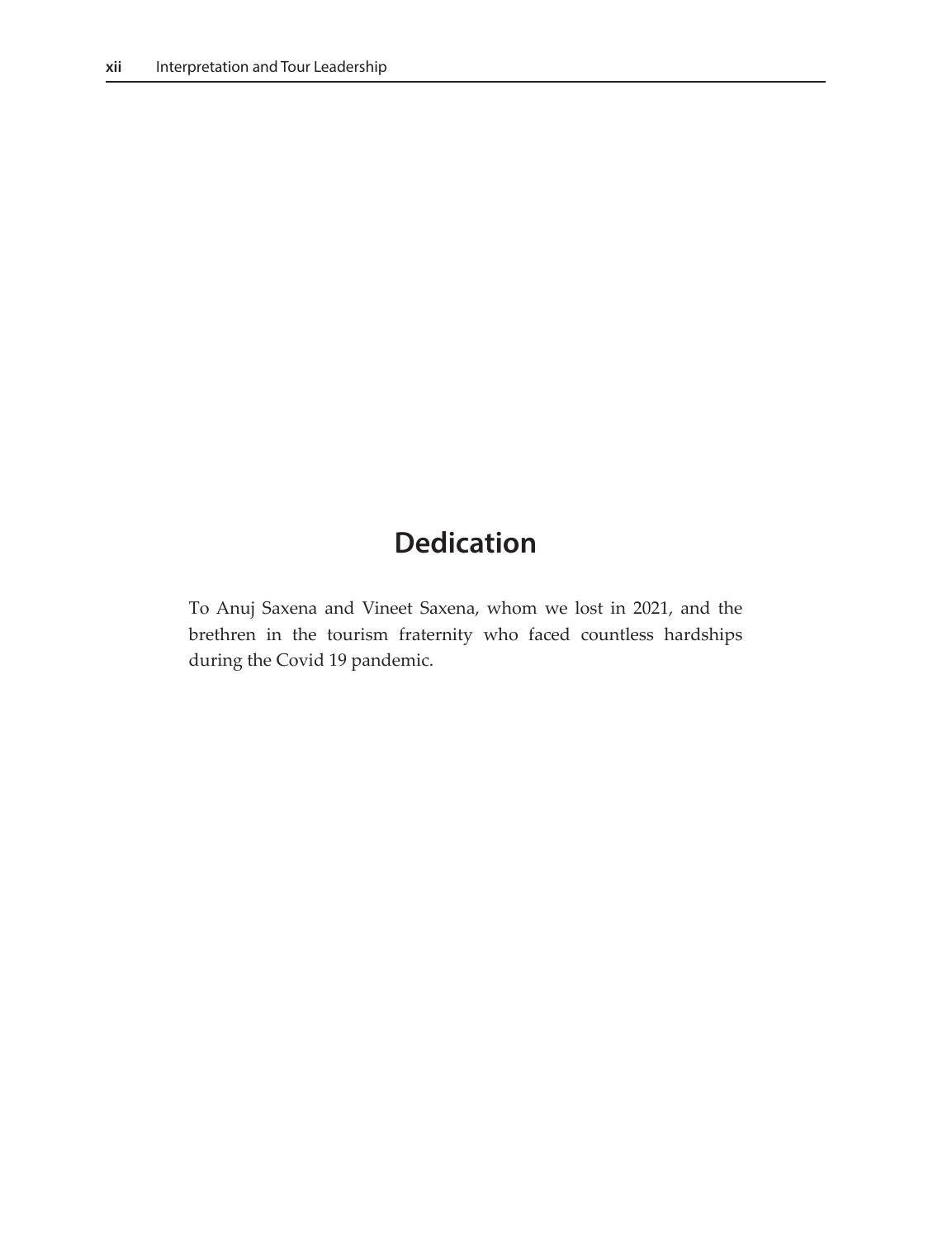# Dedication

To Anuj Saxena and Vineet Saxena, whom we lost in 2021, and the brethren in the tourism fraternity who faced countless hardships during the Covid 19 pandemic.